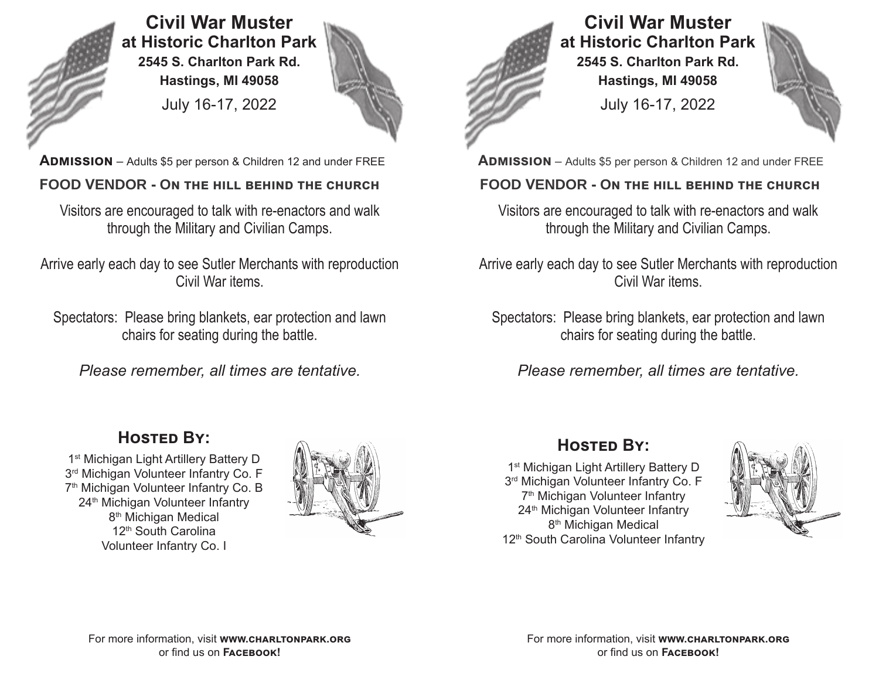# Civil War Muster

## at Historic Charlton Park

**2545 S. Charlton Park Rd.**

**Hastings, MI 49058**

July 16-17, 2022

**ADMISSION** – Adults $5 per person & Children 12 and under FREE

**FOOD VENDOR - ON THE HILL BEHIND THE CHURCH**

Visitors are encouraged to talk with re-enactors and walk through the Military and Civilian Camps.

Arrive early each day to see Sutler Merchants with reproduction Civil War items.

Spectators: Please bring blankets, ear protection and lawn chairs for seating during the battle.

*Please remember, all times are tentative.*

## HOSTED BY:

1st Michigan Light Artillery Battery D
3rd Michigan Volunteer Infantry Co. F
7th Michigan Volunteer Infantry Co. B
24th Michigan Volunteer Infantry
8th Michigan Medical
12th South Carolina
Volunteer Infantry Co. I

For more information, visit **WWW.CHARLTONPARK.ORG**
or find us on **FACEBOOK!**

# Civil War Muster

## at Historic Charlton Park

**2545 S. Charlton Park Rd.**

**Hastings, MI 49058**

July 16-17, 2022

**ADMISSION** – Adults $5 per person & Children 12 and under FREE

**FOOD VENDOR - ON THE HILL BEHIND THE CHURCH**

Visitors are encouraged to talk with re-enactors and walk through the Military and Civilian Camps.

Arrive early each day to see Sutler Merchants with reproduction Civil War items.

Spectators: Please bring blankets, ear protection and lawn chairs for seating during the battle.

*Please remember, all times are tentative.*

## HOSTED BY:

1st Michigan Light Artillery Battery D
3rd Michigan Volunteer Infantry Co. F
7th Michigan Volunteer Infantry
24th Michigan Volunteer Infantry
8th Michigan Medical
12th South Carolina Volunteer Infantry

For more information, visit **WWW.CHARLTONPARK.ORG**
or find us on **FACEBOOK!**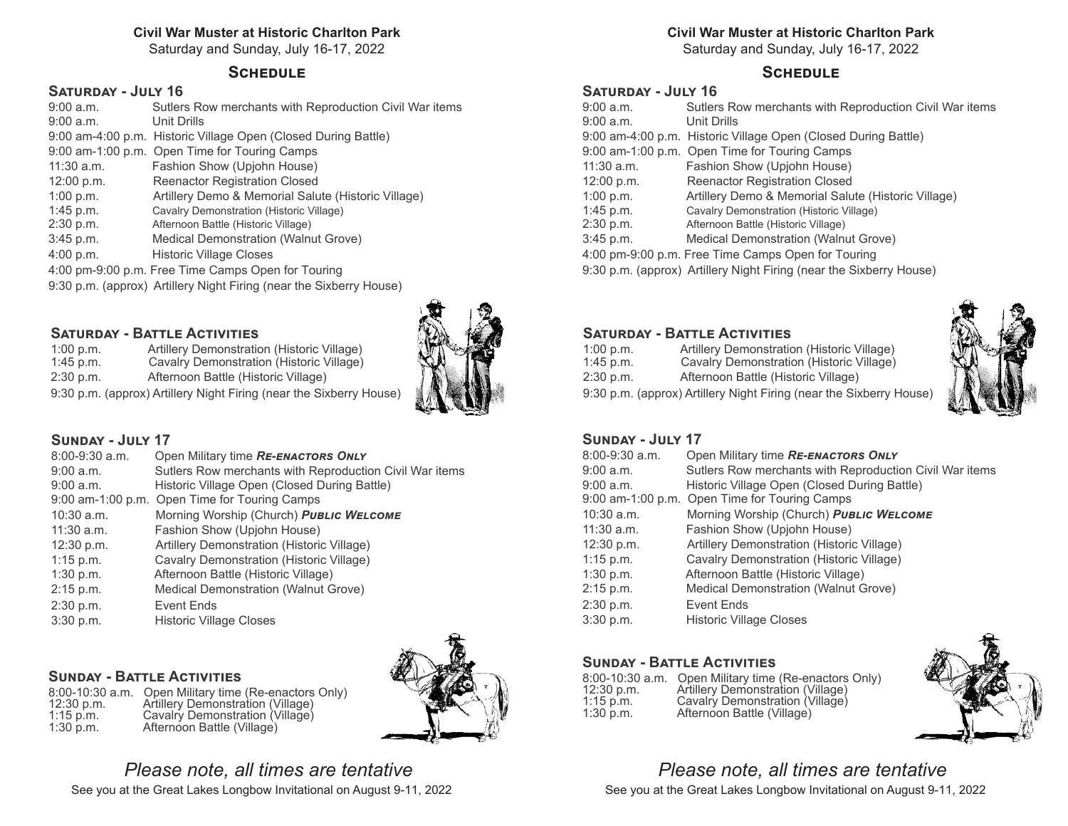**Civil War Muster at Historic Charlton Park**

Saturday and Sunday, July 16-17, 2022

## Schedule

### Saturday - July 16

| | |
|---|---|
| 9:00 a.m. | Sutlers Row merchants with Reproduction Civil War items |
| 9:00 a.m. | Unit Drills |
| 9:00 am-4:00 p.m. | Historic Village Open (Closed During Battle) |
| 9:00 am-1:00 p.m. | Open Time for Touring Camps |
| 11:30 a.m. | Fashion Show (Upjohn House) |
| 12:00 p.m. | Reenactor Registration Closed |
| 1:00 p.m. | Artillery Demo & Memorial Salute (Historic Village) |
| 1:45 p.m. | Cavalry Demonstration (Historic Village) |
| 2:30 p.m. | Afternoon Battle (Historic Village) |
| 3:45 p.m. | Medical Demonstration (Walnut Grove) |
| 4:00 p.m. | Historic Village Closes |
| 4:00 pm-9:00 p.m. | Free Time Camps Open for Touring |
| 9:30 p.m. (approx) | Artillery Night Firing (near the Sixberry House) |

### Saturday - Battle Activities

| | |
|---|---|
| 1:00 p.m. | Artillery Demonstration (Historic Village) |
| 1:45 p.m. | Cavalry Demonstration (Historic Village) |
| 2:30 p.m. | Afternoon Battle (Historic Village) |
| 9:30 p.m. (approx) | Artillery Night Firing (near the Sixberry House) |

### Sunday - July 17

| | |
|---|---|
| 8:00-9:30 a.m. | Open Military time ***Re-enactors Only*** |
| 9:00 a.m. | Sutlers Row merchants with Reproduction Civil War items |
| 9:00 a.m. | Historic Village Open (Closed During Battle) |
| 9:00 am-1:00 p.m. | Open Time for Touring Camps |
| 10:30 a.m. | Morning Worship (Church) ***Public Welcome*** |
| 11:30 a.m. | Fashion Show (Upjohn House) |
| 12:30 p.m. | Artillery Demonstration (Historic Village) |
| 1:15 p.m. | Cavalry Demonstration (Historic Village) |
| 1:30 p.m. | Afternoon Battle (Historic Village) |
| 2:15 p.m. | Medical Demonstration (Walnut Grove) |
| 2:30 p.m. | Event Ends |
| 3:30 p.m. | Historic Village Closes |

### Sunday - Battle Activities

| | |
|---|---|
| 8:00-10:30 a.m. | Open Military time (Re-enactors Only) |
| 12:30 p.m. | Artillery Demonstration (Village) |
| 1:15 p.m. | Cavalry Demonstration (Village) |
| 1:30 p.m. | Afternoon Battle (Village) |

*Please note, all times are tentative*

See you at the Great Lakes Longbow Invitational on August 9-11, 2022

**Civil War Muster at Historic Charlton Park**

Saturday and Sunday, July 16-17, 2022

## Schedule

### Saturday - July 16

| | |
|---|---|
| 9:00 a.m. | Sutlers Row merchants with Reproduction Civil War items |
| 9:00 a.m. | Unit Drills |
| 9:00 am-4:00 p.m. | Historic Village Open (Closed During Battle) |
| 9:00 am-1:00 p.m. | Open Time for Touring Camps |
| 11:30 a.m. | Fashion Show (Upjohn House) |
| 12:00 p.m. | Reenactor Registration Closed |
| 1:00 p.m. | Artillery Demo & Memorial Salute (Historic Village) |
| 1:45 p.m. | Cavalry Demonstration (Historic Village) |
| 2:30 p.m. | Afternoon Battle (Historic Village) |
| 3:45 p.m. | Medical Demonstration (Walnut Grove) |
| 4:00 pm-9:00 p.m. | Free Time Camps Open for Touring |
| 9:30 p.m. (approx) | Artillery Night Firing (near the Sixberry House) |

### Saturday - Battle Activities

| | |
|---|---|
| 1:00 p.m. | Artillery Demonstration (Historic Village) |
| 1:45 p.m. | Cavalry Demonstration (Historic Village) |
| 2:30 p.m. | Afternoon Battle (Historic Village) |
| 9:30 p.m. (approx) | Artillery Night Firing (near the Sixberry House) |

### Sunday - July 17

| | |
|---|---|
| 8:00-9:30 a.m. | Open Military time ***Re-enactors Only*** |
| 9:00 a.m. | Sutlers Row merchants with Reproduction Civil War items |
| 9:00 a.m. | Historic Village Open (Closed During Battle) |
| 9:00 am-1:00 p.m. | Open Time for Touring Camps |
| 10:30 a.m. | Morning Worship (Church) ***Public Welcome*** |
| 11:30 a.m. | Fashion Show (Upjohn House) |
| 12:30 p.m. | Artillery Demonstration (Historic Village) |
| 1:15 p.m. | Cavalry Demonstration (Historic Village) |
| 1:30 p.m. | Afternoon Battle (Historic Village) |
| 2:15 p.m. | Medical Demonstration (Walnut Grove) |
| 2:30 p.m. | Event Ends |
| 3:30 p.m. | Historic Village Closes |

### Sunday - Battle Activities

| | |
|---|---|
| 8:00-10:30 a.m. | Open Military time (Re-enactors Only) |
| 12:30 p.m. | Artillery Demonstration (Village) |
| 1:15 p.m. | Cavalry Demonstration (Village) |
| 1:30 p.m. | Afternoon Battle (Village) |

*Please note, all times are tentative*

See you at the Great Lakes Longbow Invitational on August 9-11, 2022